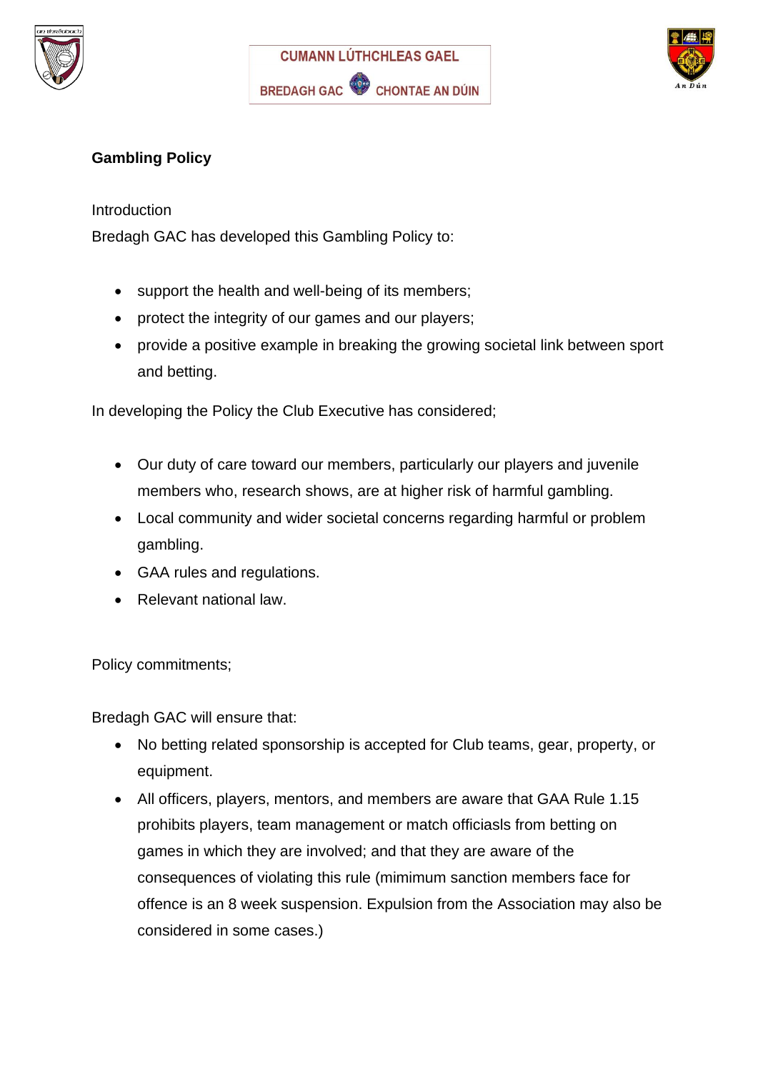CUMANN LÚTHCHLEAS GAEL

BREDAGH GAC CHONTAE AN DÚIN

**Gambling Policy**

Introduction

Bredagh GAC has developed this Gambling Policy to:

- support the health and well-being of its members;
- protect the integrity of our games and our players;
- provide a positive example in breaking the growing societal link between sport and betting.

In developing the Policy the Club Executive has considered;

- Our duty of care toward our members, particularly our players and juvenile members who, research shows, are at higher risk of harmful gambling.
- Local community and wider societal concerns regarding harmful or problem gambling.
- GAA rules and regulations.
- Relevant national law.

Policy commitments;

Bredagh GAC will ensure that:

- No betting related sponsorship is accepted for Club teams, gear, property, or equipment.
- All officers, players, mentors, and members are aware that GAA Rule 1.15 prohibits players, team management or match officiasls from betting on games in which they are involved; and that they are aware of the consequences of violating this rule (mimimum sanction members face for offence is an 8 week suspension. Expulsion from the Association may also be considered in some cases.)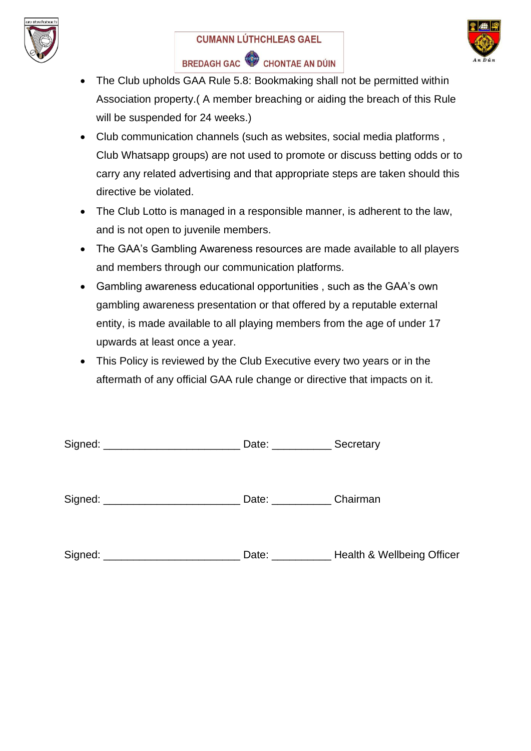- The Club upholds GAA Rule 5.8: Bookmaking shall not be permitted within Association property.( A member breaching or aiding the breach of this Rule will be suspended for 24 weeks.)
- Club communication channels (such as websites, social media platforms , Club Whatsapp groups) are not used to promote or discuss betting odds or to carry any related advertising and that appropriate steps are taken should this directive be violated.
- The Club Lotto is managed in a responsible manner, is adherent to the law, and is not open to juvenile members.
- The GAA's Gambling Awareness resources are made available to all players and members through our communication platforms.
- Gambling awareness educational opportunities , such as the GAA's own gambling awareness presentation or that offered by a reputable external entity, is made available to all playing members from the age of under 17 upwards at least once a year.
- This Policy is reviewed by the Club Executive every two years or in the aftermath of any official GAA rule change or directive that impacts on it.

Signed: ______________________ Date: __________ Secretary

Signed: ______________________ Date: __________ Chairman

Signed: ______________________ Date: __________ Health & Wellbeing Officer